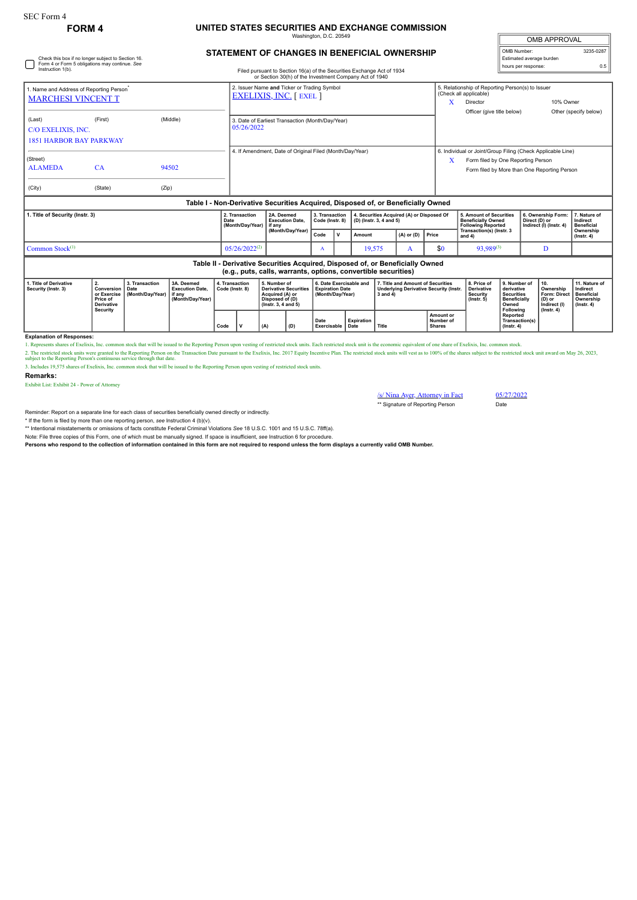SEC Form 4

**FORM 4**

# UNITED STATES SECURITIES AND EXCHANGE COMMISSION

Washington, D.C. 20549

## STATEMENT OF CHANGES IN BENEFICIAL OWNERSHIP

Filed pursuant to Section 16(a) of the Securities Exchange Act of 1934 or Section 30(h) of the Investment Company Act of 1940

| OMB APPROVAL | |
|---|---|
| OMB Number: | 3235-0287 |
| Estimated average burden | |
| hours per response: | 0.5 |

☐ Check this box if no longer subject to Section 16. Form 4 or Form 5 obligations may continue. *See* Instruction 1(b).

1. Name and Address of Reporting Person*
MARCHESI VINCENT T

(Last) (First) (Middle)
C/O EXELIXIS, INC.
1851 HARBOR BAY PARKWAY

(Street)
ALAMEDA CA 94502

(City) (State) (Zip)

2. Issuer Name **and** Ticker or Trading Symbol
EXELIXIS, INC. [ EXEL ]

3. Date of Earliest Transaction (Month/Day/Year)
05/26/2022

4. If Amendment, Date of Original Filed (Month/Day/Year)

5. Relationship of Reporting Person(s) to Issuer (Check all applicable)
X Director
10% Owner
Officer (give title below)
Other (specify below)

6. Individual or Joint/Group Filing (Check Applicable Line)
X Form filed by One Reporting Person
Form filed by More than One Reporting Person

### Table I - Non-Derivative Securities Acquired, Disposed of, or Beneficially Owned

| 1. Title of Security (Instr. 3) | 2. Transaction Date (Month/Day/Year) | 2A. Deemed Execution Date, if any (Month/Day/Year) | 3. Transaction Code (Instr. 8) | | 4. Securities Acquired (A) or Disposed Of (D) (Instr. 3, 4 and 5) | | | 5. Amount of Securities Beneficially Owned Following Reported Transaction(s) (Instr. 3 and 4) | 6. Ownership Form: Direct (D) or Indirect (I) (Instr. 4) | 7. Nature of Indirect Beneficial Ownership (Instr. 4) |
|---|---|---|---|---|---|---|---|---|---|---|
| | | | Code | V | Amount | (A) or (D) | Price | | | |
| Common Stock[(1)] | 05/26/2022[(2)] | | A | | 19,575 | A | $0 | 93,989[(3)] | D | |

### Table II - Derivative Securities Acquired, Disposed of, or Beneficially Owned (e.g., puts, calls, warrants, options, convertible securities)

| 1. Title of Derivative Security (Instr. 3) | 2. Conversion or Exercise Price of Derivative Security | 3. Transaction Date (Month/Day/Year) | 3A. Deemed Execution Date, if any (Month/Day/Year) | 4. Transaction Code (Instr. 8) | | 5. Number of Derivative Securities Acquired (A) or Disposed of (D) (Instr. 3, 4 and 5) | | 6. Date Exercisable and Expiration Date (Month/Day/Year) | | 7. Title and Amount of Securities Underlying Derivative Security (Instr. 3 and 4) | | 8. Price of Derivative Security (Instr. 5) | 9. Number of derivative Securities Beneficially Owned Following Reported Transaction(s) (Instr. 4) | 10. Ownership Form: Direct (D) or Indirect (I) (Instr. 4) | 11. Nature of Indirect Beneficial Ownership (Instr. 4) |
|---|---|---|---|---|---|---|---|---|---|---|---|---|---|---|---|
| | | | | Code | V | (A) | (D) | Date Exercisable | Expiration Date | Title | Amount or Number of Shares | | | | |

**Explanation of Responses:**

1. Represents shares of Exelixis, Inc. common stock that will be issued to the Reporting Person upon vesting of restricted stock units. Each restricted stock unit is the economic equivalent of one share of Exelixis, Inc. common stock.

2. The restricted stock units were granted to the Reporting Person on the Transaction Date pursuant to the Exelixis, Inc. 2017 Equity Incentive Plan. The restricted stock units will vest as to 100% of the shares subject to the restricted stock unit award on May 26, 2023, subject to the Reporting Person's continuous service through that date.

3. Includes 19,575 shares of Exelixis, Inc. common stock that will be issued to the Reporting Person upon vesting of restricted stock units.

**Remarks:**

Exhibit List: Exhibit 24 - Power of Attorney

/s/ Nina Ayer, Attorney in Fact — 05/27/2022

** Signature of Reporting Person — Date

Reminder: Report on a separate line for each class of securities beneficially owned directly or indirectly.

* If the form is filed by more than one reporting person, *see* Instruction 4 (b)(v).

** Intentional misstatements or omissions of facts constitute Federal Criminal Violations *See* 18 U.S.C. 1001 and 15 U.S.C. 78ff(a).

Note: File three copies of this Form, one of which must be manually signed. If space is insufficient, *see* Instruction 6 for procedure.

**Persons who respond to the collection of information contained in this form are not required to respond unless the form displays a currently valid OMB Number.**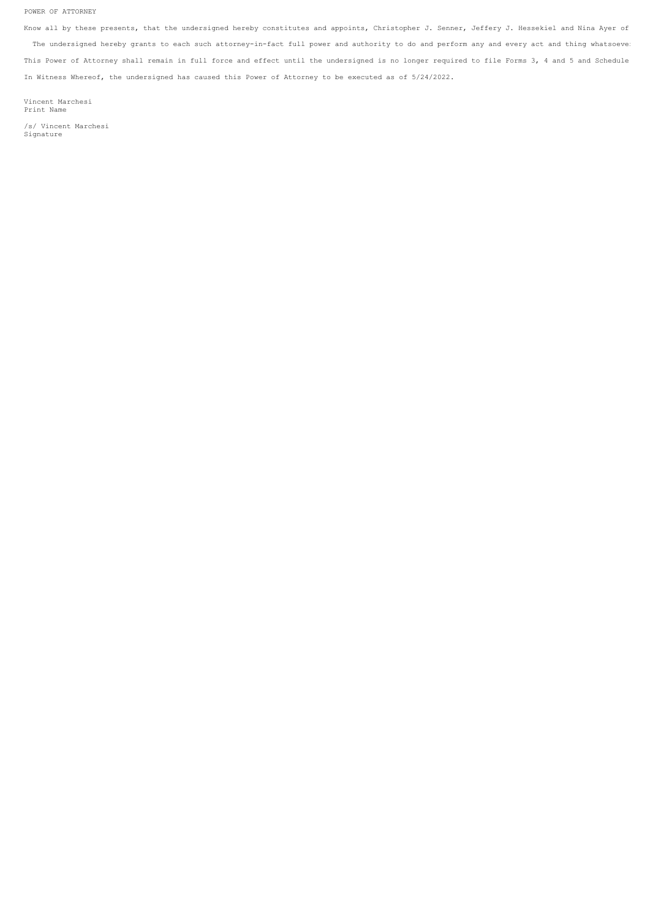POWER OF ATTORNEY

Know all by these presents, that the undersigned hereby constitutes and appoints, Christopher J. Senner, Jeffery J. Hessekiel and Nina Ayer of

The undersigned hereby grants to each such attorney-in-fact full power and authority to do and perform any and every act and thing whatsoeve

This Power of Attorney shall remain in full force and effect until the undersigned is no longer required to file Forms 3, 4 and 5 and Schedule

In Witness Whereof, the undersigned has caused this Power of Attorney to be executed as of 5/24/2022.

Vincent Marchesi
Print Name

/s/ Vincent Marchesi
Signature